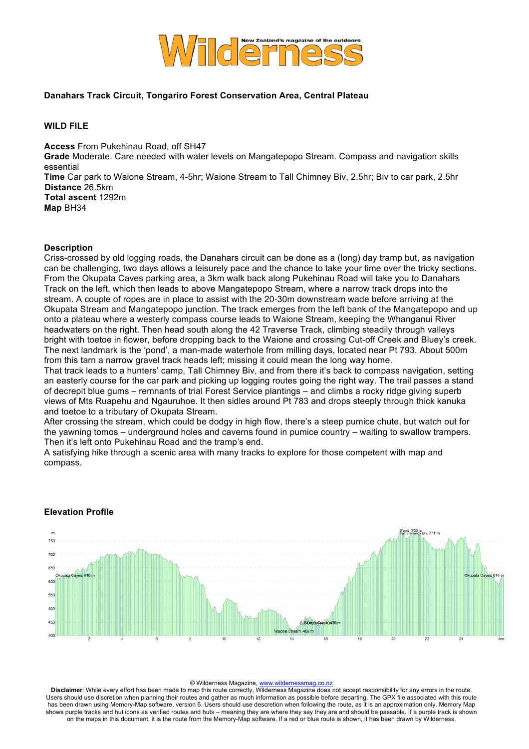# Wilderness

New Zealand's magazine of the outdoors

**Danahars Track Circuit, Tongariro Forest Conservation Area, Central Plateau**

**WILD FILE**

**Access** From Pukehinau Road, off SH47
**Grade** Moderate. Care needed with water levels on Mangatepopo Stream. Compass and navigation skills essential
**Time** Car park to Waione Stream, 4-5hr; Waione Stream to Tall Chimney Biv, 2.5hr; Biv to car park, 2.5hr
**Distance** 26.5km
**Total ascent** 1292m
**Map** BH34

**Description**

Criss-crossed by old logging roads, the Danahars circuit can be done as a (long) day tramp but, as navigation can be challenging, two days allows a leisurely pace and the chance to take your time over the tricky sections. From the Okupata Caves parking area, a 3km walk back along Pukehinau Road will take you to Danahars Track on the left, which then leads to above Mangatepopo Stream, where a narrow track drops into the stream. A couple of ropes are in place to assist with the 20-30m downstream wade before arriving at the Okupata Stream and Mangatepopo junction. The track emerges from the left bank of the Mangatepopo and up onto a plateau where a westerly compass course leads to Waione Stream, keeping the Whanganui River headwaters on the right. Then head south along the 42 Traverse Track, climbing steadily through valleys bright with toetoe in flower, before dropping back to the Waione and crossing Cut-off Creek and Bluey's creek. The next landmark is the 'pond', a man-made waterhole from milling days, located near Pt 793. About 500m from this tarn a narrow gravel track heads left; missing it could mean the long way home.
That track leads to a hunters' camp, Tall Chimney Biv, and from there it's back to compass navigation, setting an easterly course for the car park and picking up logging routes going the right way. The trail passes a stand of decrepit blue gums – remnants of trial Forest Service plantings – and climbs a rocky ridge giving superb views of Mts Ruapehu and Ngauruhoe. It then sidles around Pt 783 and drops steeply through thick kanuka and toetoe to a tributary of Okupata Stream.
After crossing the stream, which could be dodgy in high flow, there's a steep pumice chute, but watch out for the yawning tomos – underground holes and caverns found in pumice country – waiting to swallow trampers. Then it's left onto Pukehinau Road and the tramp's end.
A satisfying hike through a scenic area with many tracks to explore for those competent with map and compass.

**Elevation Profile**

© Wilderness Magazine, www.wildernessmag.co.nz

**Disclaimer**: While every effort has been made to map this route correctly, Wilderness Magazine does not accept responsibility for any errors in the route. Users should use discretion when planning their routes and gather as much information as possible before departing. The GPX file associated with this route has been drawn using Memory-Map software, version 6. Users should use descretion when following the route, as it is an approximation only. Memory Map shows purple tracks and hut icons as verified routes and huts – meaning they are where they say they are and should be passable. If a purple track is shown on the maps in this document, it is the route from the Memory-Map software. If a red or blue route is shown, it has been drawn by Wilderness.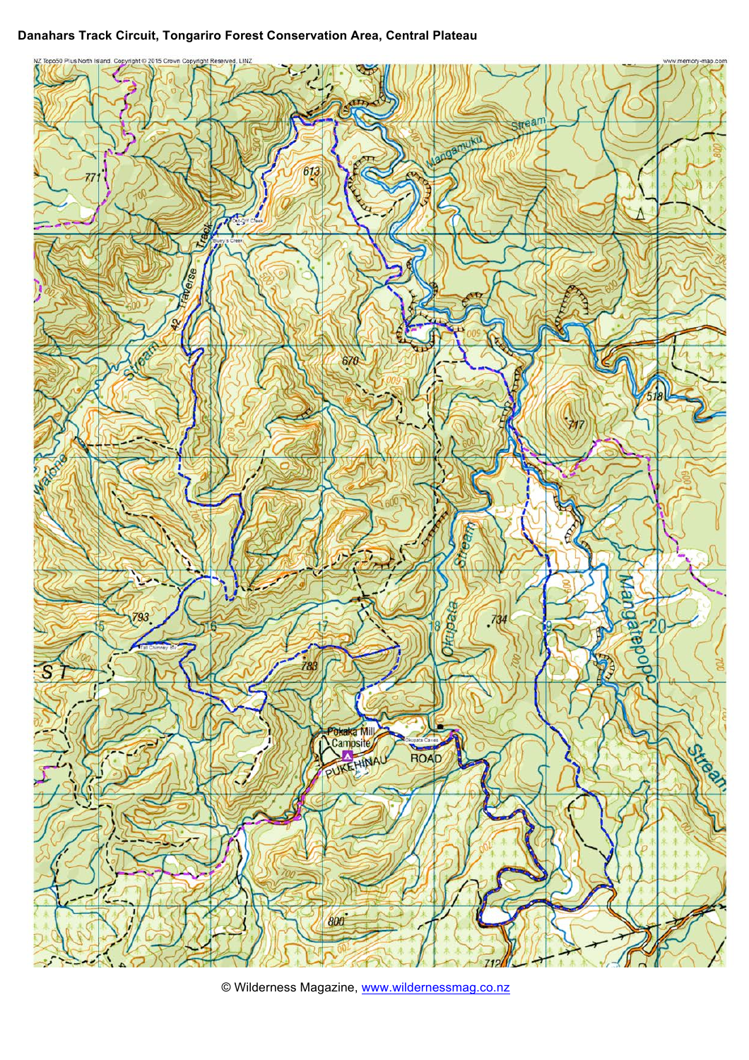**Danahars Track Circuit, Tongariro Forest Conservation Area, Central Plateau**

NZ Topo50 Plus North Island. Copyright © 2015 Crown Copyright Reserved, LINZ

www.memory-map.com

613

Mangamuku Stream

771

Cut-Off Creek

Busy's Creek

42 Traverse Track

Stream

670

518

717

Waione

Okupata Stream

Mangatepopo

793

734

Tall Chimney Stn

783

Pokaka Mill Campsite

Okupata Caves

PUKEHINAU ROAD

Stream

800

712

© Wilderness Magazine, www.wildernessmag.co.nz